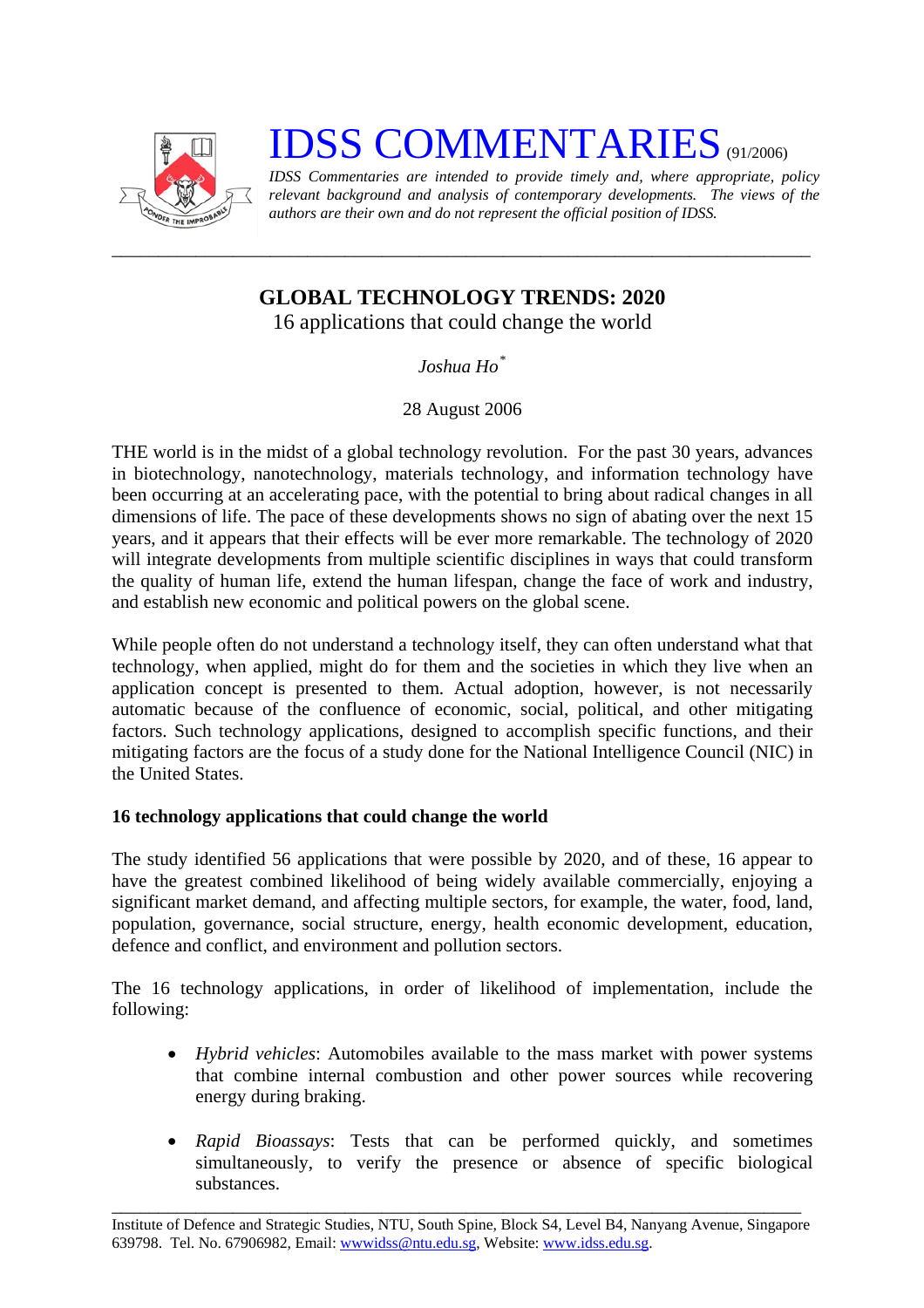# IDSS COMMENTARIES (91/2006)

*IDSS Commentaries are intended to provide timely and, where appropriate, policy relevant background and analysis of contemporary developments. The views of the authors are their own and do not represent the official position of IDSS.*

---

## GLOBAL TECHNOLOGY TRENDS: 2020

16 applications that could change the world

*Joshua Ho*[*]

28 August 2006

THE world is in the midst of a global technology revolution. For the past 30 years, advances in biotechnology, nanotechnology, materials technology, and information technology have been occurring at an accelerating pace, with the potential to bring about radical changes in all dimensions of life. The pace of these developments shows no sign of abating over the next 15 years, and it appears that their effects will be ever more remarkable. The technology of 2020 will integrate developments from multiple scientific disciplines in ways that could transform the quality of human life, extend the human lifespan, change the face of work and industry, and establish new economic and political powers on the global scene.

While people often do not understand a technology itself, they can often understand what that technology, when applied, might do for them and the societies in which they live when an application concept is presented to them. Actual adoption, however, is not necessarily automatic because of the confluence of economic, social, political, and other mitigating factors. Such technology applications, designed to accomplish specific functions, and their mitigating factors are the focus of a study done for the National Intelligence Council (NIC) in the United States.

**16 technology applications that could change the world**

The study identified 56 applications that were possible by 2020, and of these, 16 appear to have the greatest combined likelihood of being widely available commercially, enjoying a significant market demand, and affecting multiple sectors, for example, the water, food, land, population, governance, social structure, energy, health economic development, education, defence and conflict, and environment and pollution sectors.

The 16 technology applications, in order of likelihood of implementation, include the following:

- *Hybrid vehicles*: Automobiles available to the mass market with power systems that combine internal combustion and other power sources while recovering energy during braking.

- *Rapid Bioassays*: Tests that can be performed quickly, and sometimes simultaneously, to verify the presence or absence of specific biological substances.

---

Institute of Defence and Strategic Studies, NTU, South Spine, Block S4, Level B4, Nanyang Avenue, Singapore 639798. Tel. No. 67906982, Email: wwwidss@ntu.edu.sg, Website: www.idss.edu.sg.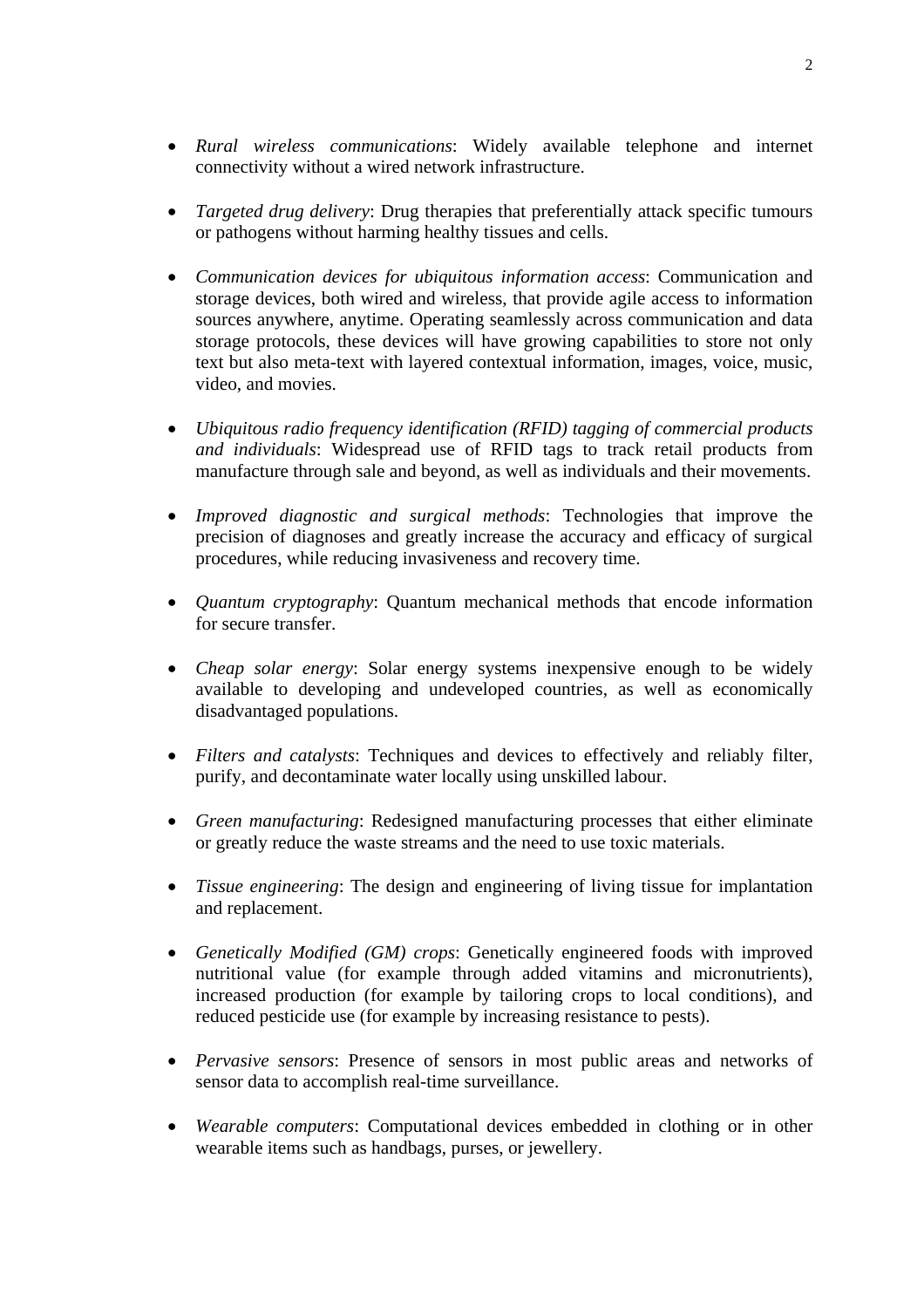- *Rural wireless communications*: Widely available telephone and internet connectivity without a wired network infrastructure.

- *Targeted drug delivery*: Drug therapies that preferentially attack specific tumours or pathogens without harming healthy tissues and cells.

- *Communication devices for ubiquitous information access*: Communication and storage devices, both wired and wireless, that provide agile access to information sources anywhere, anytime. Operating seamlessly across communication and data storage protocols, these devices will have growing capabilities to store not only text but also meta-text with layered contextual information, images, voice, music, video, and movies.

- *Ubiquitous radio frequency identification (RFID) tagging of commercial products and individuals*: Widespread use of RFID tags to track retail products from manufacture through sale and beyond, as well as individuals and their movements.

- *Improved diagnostic and surgical methods*: Technologies that improve the precision of diagnoses and greatly increase the accuracy and efficacy of surgical procedures, while reducing invasiveness and recovery time.

- *Quantum cryptography*: Quantum mechanical methods that encode information for secure transfer.

- *Cheap solar energy*: Solar energy systems inexpensive enough to be widely available to developing and undeveloped countries, as well as economically disadvantaged populations.

- *Filters and catalysts*: Techniques and devices to effectively and reliably filter, purify, and decontaminate water locally using unskilled labour.

- *Green manufacturing*: Redesigned manufacturing processes that either eliminate or greatly reduce the waste streams and the need to use toxic materials.

- *Tissue engineering*: The design and engineering of living tissue for implantation and replacement.

- *Genetically Modified (GM) crops*: Genetically engineered foods with improved nutritional value (for example through added vitamins and micronutrients), increased production (for example by tailoring crops to local conditions), and reduced pesticide use (for example by increasing resistance to pests).

- *Pervasive sensors*: Presence of sensors in most public areas and networks of sensor data to accomplish real-time surveillance.

- *Wearable computers*: Computational devices embedded in clothing or in other wearable items such as handbags, purses, or jewellery.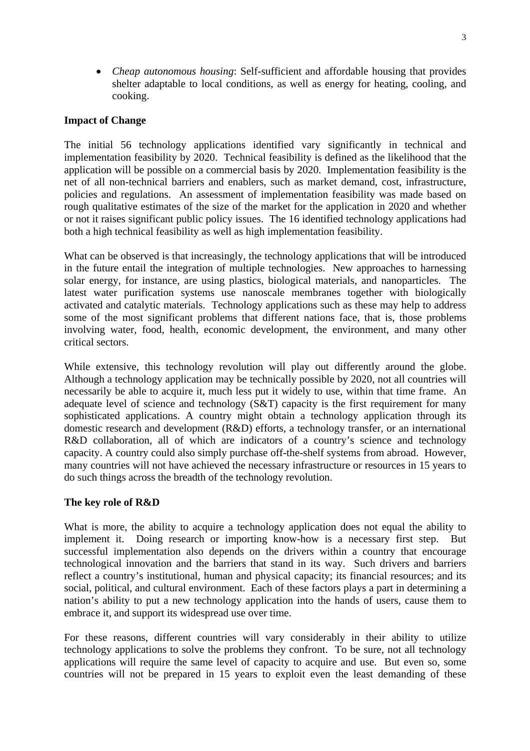- *Cheap autonomous housing*: Self-sufficient and affordable housing that provides shelter adaptable to local conditions, as well as energy for heating, cooling, and cooking.

**Impact of Change**

The initial 56 technology applications identified vary significantly in technical and implementation feasibility by 2020. Technical feasibility is defined as the likelihood that the application will be possible on a commercial basis by 2020. Implementation feasibility is the net of all non-technical barriers and enablers, such as market demand, cost, infrastructure, policies and regulations. An assessment of implementation feasibility was made based on rough qualitative estimates of the size of the market for the application in 2020 and whether or not it raises significant public policy issues. The 16 identified technology applications had both a high technical feasibility as well as high implementation feasibility.

What can be observed is that increasingly, the technology applications that will be introduced in the future entail the integration of multiple technologies. New approaches to harnessing solar energy, for instance, are using plastics, biological materials, and nanoparticles. The latest water purification systems use nanoscale membranes together with biologically activated and catalytic materials. Technology applications such as these may help to address some of the most significant problems that different nations face, that is, those problems involving water, food, health, economic development, the environment, and many other critical sectors.

While extensive, this technology revolution will play out differently around the globe. Although a technology application may be technically possible by 2020, not all countries will necessarily be able to acquire it, much less put it widely to use, within that time frame. An adequate level of science and technology (S&T) capacity is the first requirement for many sophisticated applications. A country might obtain a technology application through its domestic research and development (R&D) efforts, a technology transfer, or an international R&D collaboration, all of which are indicators of a country's science and technology capacity. A country could also simply purchase off-the-shelf systems from abroad. However, many countries will not have achieved the necessary infrastructure or resources in 15 years to do such things across the breadth of the technology revolution.

**The key role of R&D**

What is more, the ability to acquire a technology application does not equal the ability to implement it. Doing research or importing know-how is a necessary first step. But successful implementation also depends on the drivers within a country that encourage technological innovation and the barriers that stand in its way. Such drivers and barriers reflect a country's institutional, human and physical capacity; its financial resources; and its social, political, and cultural environment. Each of these factors plays a part in determining a nation's ability to put a new technology application into the hands of users, cause them to embrace it, and support its widespread use over time.

For these reasons, different countries will vary considerably in their ability to utilize technology applications to solve the problems they confront. To be sure, not all technology applications will require the same level of capacity to acquire and use. But even so, some countries will not be prepared in 15 years to exploit even the least demanding of these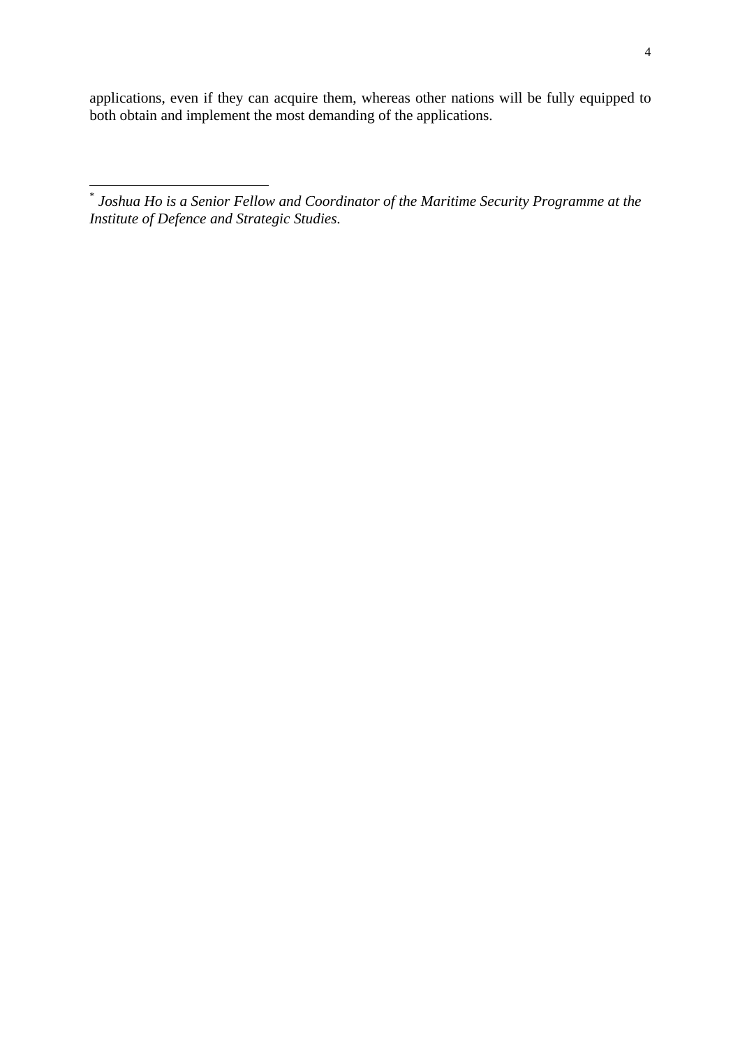applications, even if they can acquire them, whereas other nations will be fully equipped to both obtain and implement the most demanding of the applications.

---

[*] *Joshua Ho is a Senior Fellow and Coordinator of the Maritime Security Programme at the Institute of Defence and Strategic Studies.*